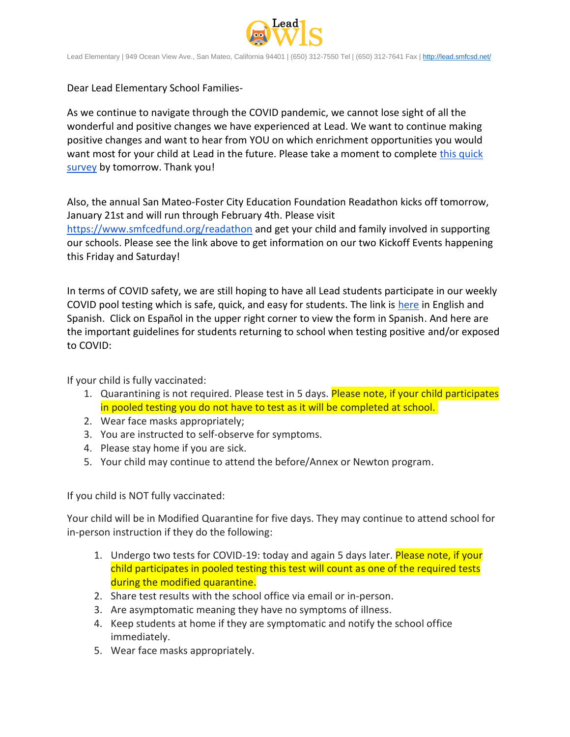Lead Elementary | 949 Ocean View Ave., San Mateo, California 94401 | (650) 312-7550 Tel | (650) 312-7641 Fax | http://lead.smfcsd.net/

Dear Lead Elementary School Families-

As we continue to navigate through the COVID pandemic, we cannot lose sight of all the wonderful and positive changes we have experienced at Lead. We want to continue making positive changes and want to hear from YOU on which enrichment opportunities you would want most for your child at Lead in the future. Please take a moment to complete this quick survey by tomorrow. Thank you!

Also, the annual San Mateo-Foster City Education Foundation Readathon kicks off tomorrow, January 21st and will run through February 4th. Please visit https://www.smfcedfund.org/readathon and get your child and family involved in supporting our schools. Please see the link above to get information on our two Kickoff Events happening this Friday and Saturday!

In terms of COVID safety, we are still hoping to have all Lead students participate in our weekly COVID pool testing which is safe, quick, and easy for students. The link is here in English and Spanish. Click on Español in the upper right corner to view the form in Spanish. And here are the important guidelines for students returning to school when testing positive and/or exposed to COVID:

If your child is fully vaccinated:

1. Quarantining is not required. Please test in 5 days. **Please note, if your child participates in pooled testing you do not have to test as it will be completed at school.**
2. Wear face masks appropriately;
3. You are instructed to self-observe for symptoms.
4. Please stay home if you are sick.
5. Your child may continue to attend the before/Annex or Newton program.

If you child is NOT fully vaccinated:

Your child will be in Modified Quarantine for five days. They may continue to attend school for in-person instruction if they do the following:

1. Undergo two tests for COVID-19: today and again 5 days later. **Please note, if your child participates in pooled testing this test will count as one of the required tests during the modified quarantine.**
2. Share test results with the school office via email or in-person.
3. Are asymptomatic meaning they have no symptoms of illness.
4. Keep students at home if they are symptomatic and notify the school office immediately.
5. Wear face masks appropriately.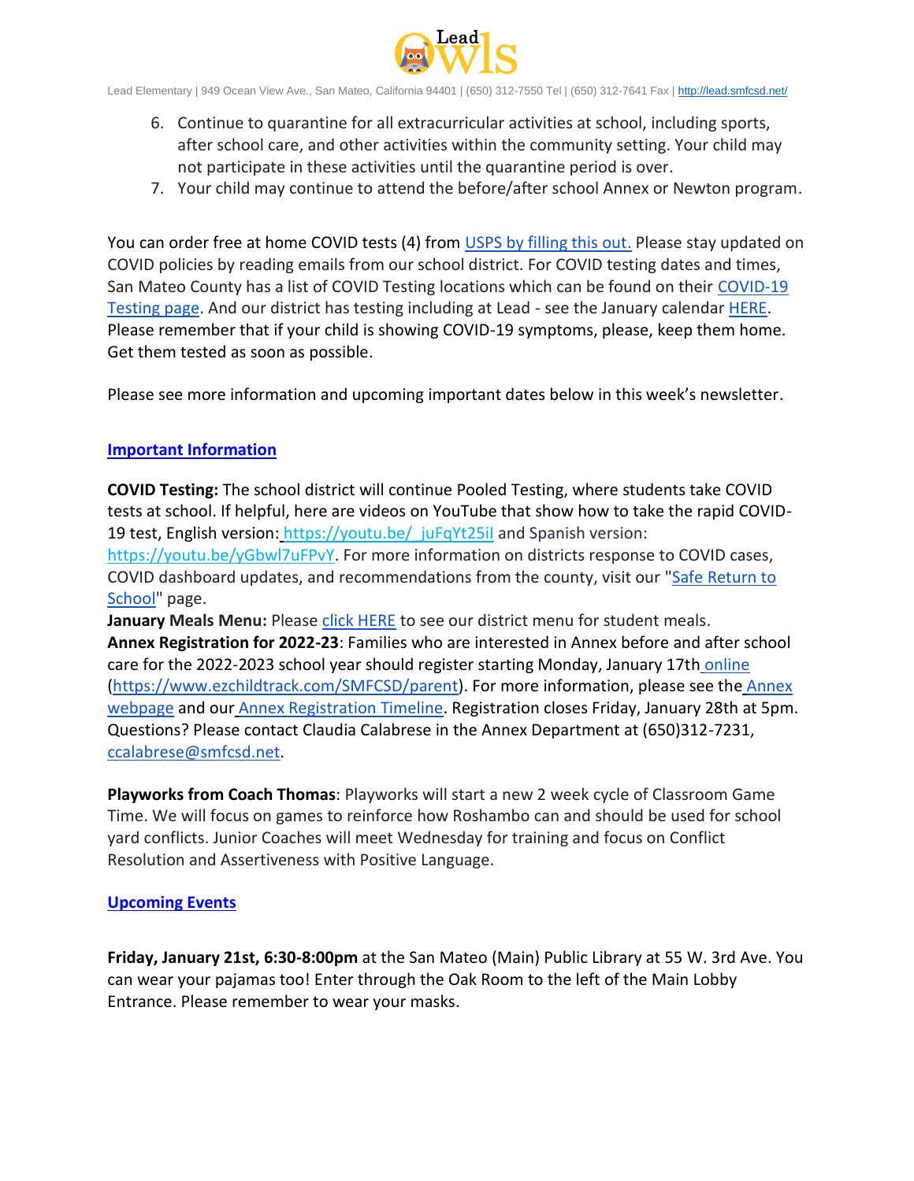6. Continue to quarantine for all extracurricular activities at school, including sports, after school care, and other activities within the community setting. Your child may not participate in these activities until the quarantine period is over.
7. Your child may continue to attend the before/after school Annex or Newton program.

You can order free at home COVID tests (4) from USPS by filling this out. Please stay updated on COVID policies by reading emails from our school district. For COVID testing dates and times, San Mateo County has a list of COVID Testing locations which can be found on their COVID-19 Testing page. And our district has testing including at Lead - see the January calendar HERE. Please remember that if your child is showing COVID-19 symptoms, please, keep them home. Get them tested as soon as possible.

Please see more information and upcoming important dates below in this week's newsletter.

## Important Information

**COVID Testing:** The school district will continue Pooled Testing, where students take COVID tests at school. If helpful, here are videos on YouTube that show how to take the rapid COVID-19 test, English version: https://youtu.be/_juFqYt25iI and Spanish version: https://youtu.be/yGbwl7uFPvY. For more information on districts response to COVID cases, COVID dashboard updates, and recommendations from the county, visit our "Safe Return to School" page.
**January Meals Menu:** Please click HERE to see our district menu for student meals.
**Annex Registration for 2022-23**: Families who are interested in Annex before and after school care for the 2022-2023 school year should register starting Monday, January 17th online (https://www.ezchildtrack.com/SMFCSD/parent). For more information, please see the Annex webpage and our Annex Registration Timeline. Registration closes Friday, January 28th at 5pm. Questions? Please contact Claudia Calabrese in the Annex Department at (650)312-7231, ccalabrese@smfcsd.net.

**Playworks from Coach Thomas**: Playworks will start a new 2 week cycle of Classroom Game Time. We will focus on games to reinforce how Roshambo can and should be used for school yard conflicts. Junior Coaches will meet Wednesday for training and focus on Conflict Resolution and Assertiveness with Positive Language.

## Upcoming Events

**Friday, January 21st, 6:30-8:00pm** at the San Mateo (Main) Public Library at 55 W. 3rd Ave. You can wear your pajamas too! Enter through the Oak Room to the left of the Main Lobby Entrance. Please remember to wear your masks.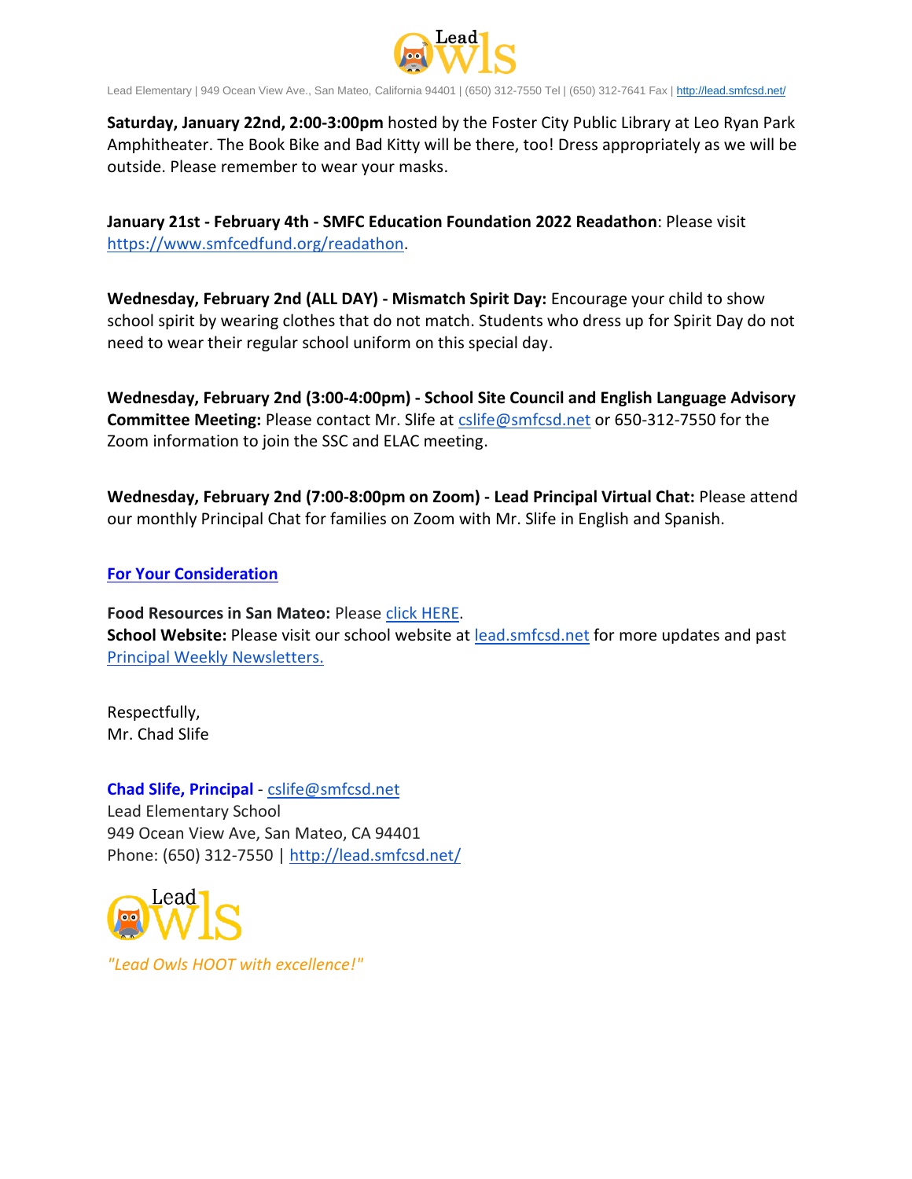**Saturday, January 22nd, 2:00-3:00pm** hosted by the Foster City Public Library at Leo Ryan Park Amphitheater. The Book Bike and Bad Kitty will be there, too! Dress appropriately as we will be outside. Please remember to wear your masks.

**January 21st - February 4th - SMFC Education Foundation 2022 Readathon**: Please visit https://www.smfcedfund.org/readathon.

**Wednesday, February 2nd (ALL DAY) - Mismatch Spirit Day:** Encourage your child to show school spirit by wearing clothes that do not match. Students who dress up for Spirit Day do not need to wear their regular school uniform on this special day.

**Wednesday, February 2nd (3:00-4:00pm) - School Site Council and English Language Advisory Committee Meeting:** Please contact Mr. Slife at cslife@smfcsd.net or 650-312-7550 for the Zoom information to join the SSC and ELAC meeting.

**Wednesday, February 2nd (7:00-8:00pm on Zoom) - Lead Principal Virtual Chat:** Please attend our monthly Principal Chat for families on Zoom with Mr. Slife in English and Spanish.

**For Your Consideration**

**Food Resources in San Mateo:** Please click HERE.
**School Website:** Please visit our school website at lead.smfcsd.net for more updates and past Principal Weekly Newsletters.

Respectfully,
Mr. Chad Slife

**Chad Slife, Principal** - cslife@smfcsd.net
Lead Elementary School
949 Ocean View Ave, San Mateo, CA 94401
Phone: (650) 312-7550 | http://lead.smfcsd.net/

Lead Owls

*"Lead Owls HOOT with excellence!"*